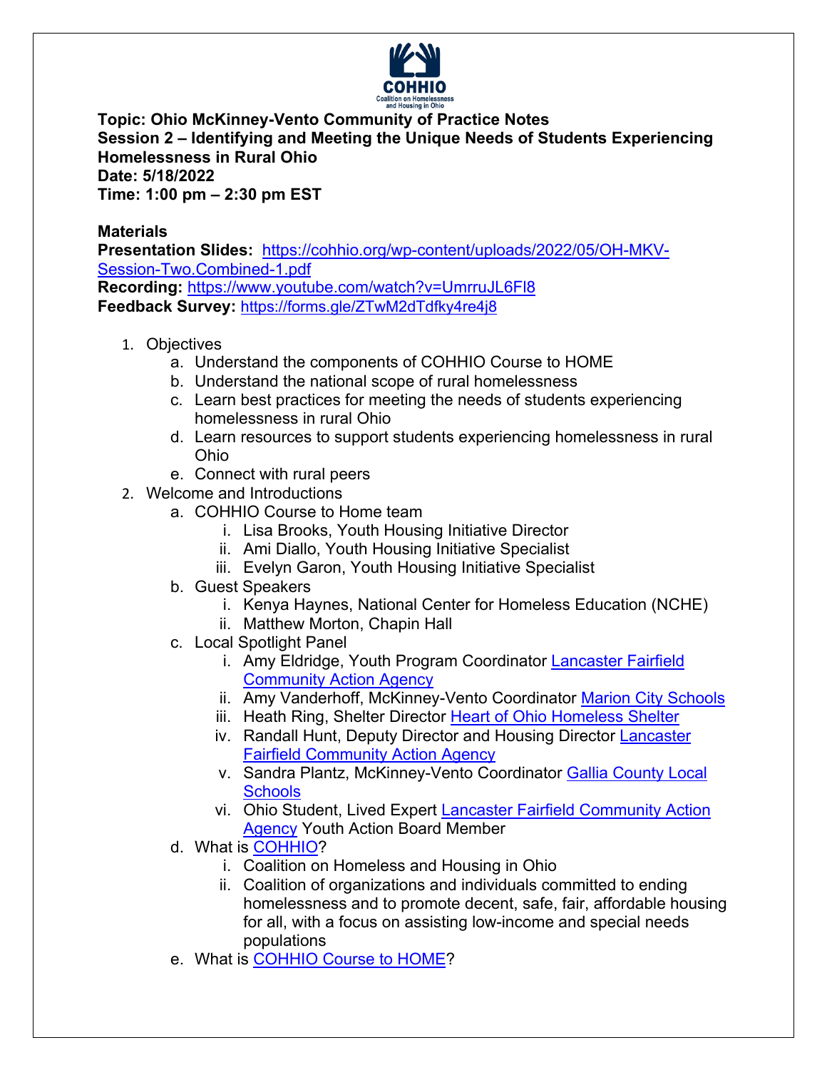**Topic: Ohio McKinney-Vento Community of Practice Notes**
**Session 2 – Identifying and Meeting the Unique Needs of Students Experiencing Homelessness in Rural Ohio**
**Date: 5/18/2022**
**Time: 1:00 pm – 2:30 pm EST**

**Materials**
**Presentation Slides:** https://cohhio.org/wp-content/uploads/2022/05/OH-MKV-Session-Two.Combined-1.pdf
**Recording:** https://www.youtube.com/watch?v=UmrruJL6Fl8
**Feedback Survey:** https://forms.gle/ZTwM2dTdfky4re4j8

1. Objectives
   a. Understand the components of COHHIO Course to HOME
   b. Understand the national scope of rural homelessness
   c. Learn best practices for meeting the needs of students experiencing homelessness in rural Ohio
   d. Learn resources to support students experiencing homelessness in rural Ohio
   e. Connect with rural peers
2. Welcome and Introductions
   a. COHHIO Course to Home team
      i. Lisa Brooks, Youth Housing Initiative Director
      ii. Ami Diallo, Youth Housing Initiative Specialist
      iii. Evelyn Garon, Youth Housing Initiative Specialist
   b. Guest Speakers
      i. Kenya Haynes, National Center for Homeless Education (NCHE)
      ii. Matthew Morton, Chapin Hall
   c. Local Spotlight Panel
      i. Amy Eldridge, Youth Program Coordinator Lancaster Fairfield Community Action Agency
      ii. Amy Vanderhoff, McKinney-Vento Coordinator Marion City Schools
      iii. Heath Ring, Shelter Director Heart of Ohio Homeless Shelter
      iv. Randall Hunt, Deputy Director and Housing Director Lancaster Fairfield Community Action Agency
      v. Sandra Plantz, McKinney-Vento Coordinator Gallia County Local Schools
      vi. Ohio Student, Lived Expert Lancaster Fairfield Community Action Agency Youth Action Board Member
   d. What is COHHIO?
      i. Coalition on Homeless and Housing in Ohio
      ii. Coalition of organizations and individuals committed to ending homelessness and to promote decent, safe, fair, affordable housing for all, with a focus on assisting low-income and special needs populations
   e. What is COHHIO Course to HOME?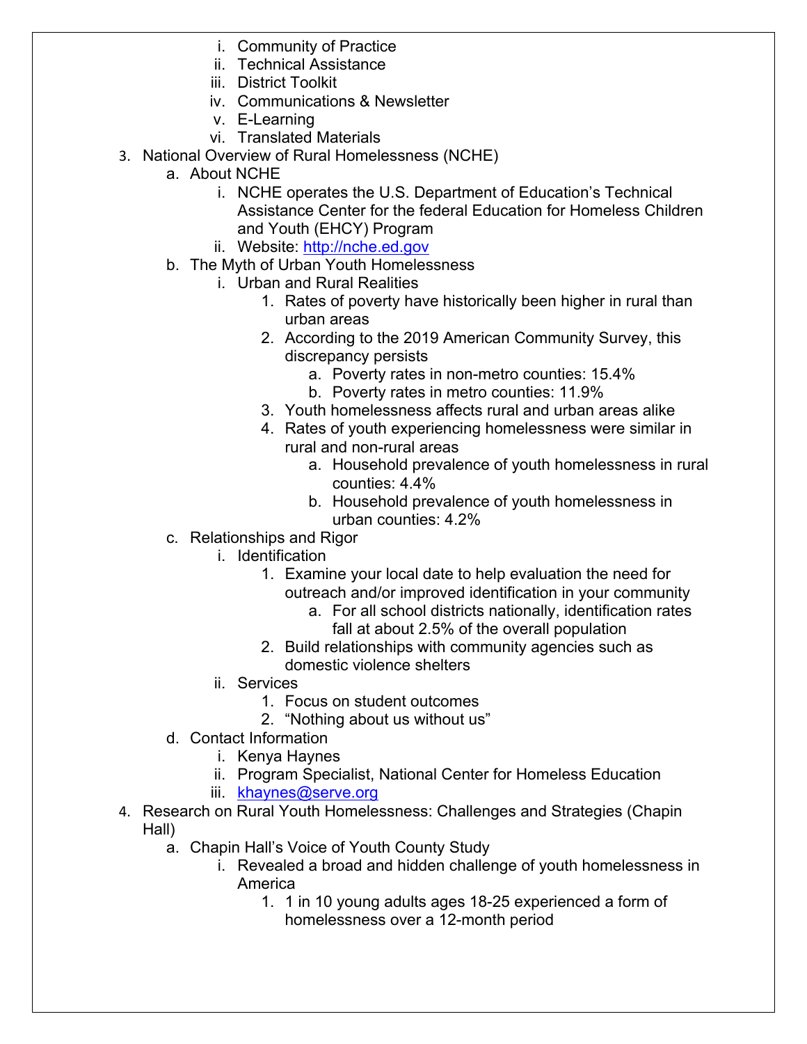i. Community of Practice
      ii. Technical Assistance
      iii. District Toolkit
      iv. Communications & Newsletter
      v. E-Learning
      vi. Translated Materials

3. National Overview of Rural Homelessness (NCHE)
   a. About NCHE
      i. NCHE operates the U.S. Department of Education's Technical Assistance Center for the federal Education for Homeless Children and Youth (EHCY) Program
      ii. Website: [http://nche.ed.gov](http://nche.ed.gov)
   b. The Myth of Urban Youth Homelessness
      i. Urban and Rural Realities
         1. Rates of poverty have historically been higher in rural than urban areas
         2. According to the 2019 American Community Survey, this discrepancy persists
            a. Poverty rates in non-metro counties: 15.4%
            b. Poverty rates in metro counties: 11.9%
         3. Youth homelessness affects rural and urban areas alike
         4. Rates of youth experiencing homelessness were similar in rural and non-rural areas
            a. Household prevalence of youth homelessness in rural counties: 4.4%
            b. Household prevalence of youth homelessness in urban counties: 4.2%
   c. Relationships and Rigor
      i. Identification
         1. Examine your local date to help evaluation the need for outreach and/or improved identification in your community
            a. For all school districts nationally, identification rates fall at about 2.5% of the overall population
         2. Build relationships with community agencies such as domestic violence shelters
      ii. Services
         1. Focus on student outcomes
         2. "Nothing about us without us"
   d. Contact Information
      i. Kenya Haynes
      ii. Program Specialist, National Center for Homeless Education
      iii. [khaynes@serve.org](mailto:khaynes@serve.org)

4. Research on Rural Youth Homelessness: Challenges and Strategies (Chapin Hall)
   a. Chapin Hall's Voice of Youth County Study
      i. Revealed a broad and hidden challenge of youth homelessness in America
         1. 1 in 10 young adults ages 18-25 experienced a form of homelessness over a 12-month period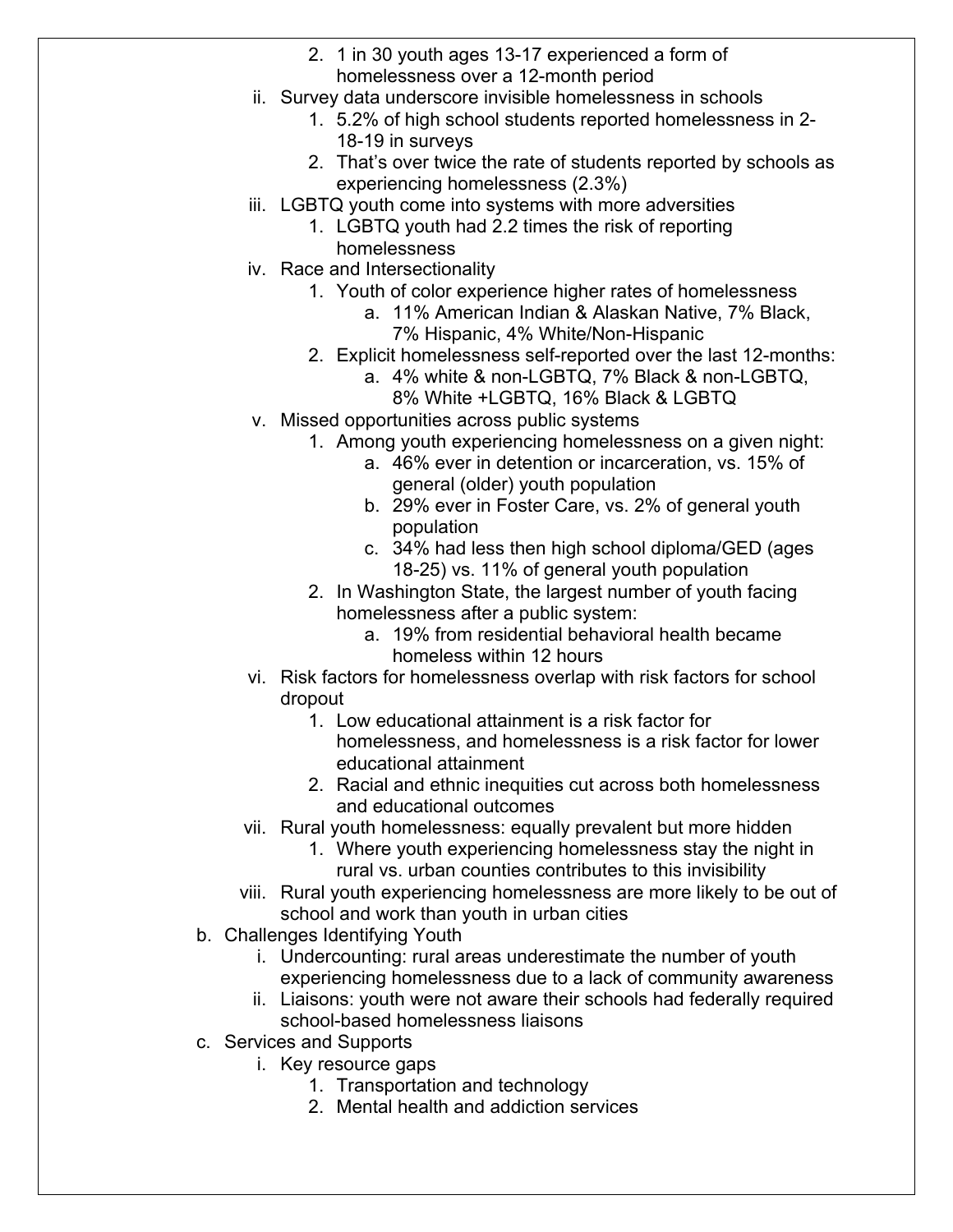2. 1 in 30 youth ages 13-17 experienced a form of homelessness over a 12-month period

ii. Survey data underscore invisible homelessness in schools

1. 5.2% of high school students reported homelessness in 2-18-19 in surveys
2. That's over twice the rate of students reported by schools as experiencing homelessness (2.3%)

iii. LGBTQ youth come into systems with more adversities

1. LGBTQ youth had 2.2 times the risk of reporting homelessness

iv. Race and Intersectionality

1. Youth of color experience higher rates of homelessness
   a. 11% American Indian & Alaskan Native, 7% Black, 7% Hispanic, 4% White/Non-Hispanic
2. Explicit homelessness self-reported over the last 12-months:
   a. 4% white & non-LGBTQ, 7% Black & non-LGBTQ, 8% White +LGBTQ, 16% Black & LGBTQ

v. Missed opportunities across public systems

1. Among youth experiencing homelessness on a given night:
   a. 46% ever in detention or incarceration, vs. 15% of general (older) youth population
   b. 29% ever in Foster Care, vs. 2% of general youth population
   c. 34% had less then high school diploma/GED (ages 18-25) vs. 11% of general youth population
2. In Washington State, the largest number of youth facing homelessness after a public system:
   a. 19% from residential behavioral health became homeless within 12 hours

vi. Risk factors for homelessness overlap with risk factors for school dropout

1. Low educational attainment is a risk factor for homelessness, and homelessness is a risk factor for lower educational attainment
2. Racial and ethnic inequities cut across both homelessness and educational outcomes

vii. Rural youth homelessness: equally prevalent but more hidden

1. Where youth experiencing homelessness stay the night in rural vs. urban counties contributes to this invisibility

viii. Rural youth experiencing homelessness are more likely to be out of school and work than youth in urban cities

b. Challenges Identifying Youth

i. Undercounting: rural areas underestimate the number of youth experiencing homelessness due to a lack of community awareness

ii. Liaisons: youth were not aware their schools had federally required school-based homelessness liaisons

c. Services and Supports

i. Key resource gaps

1. Transportation and technology
2. Mental health and addiction services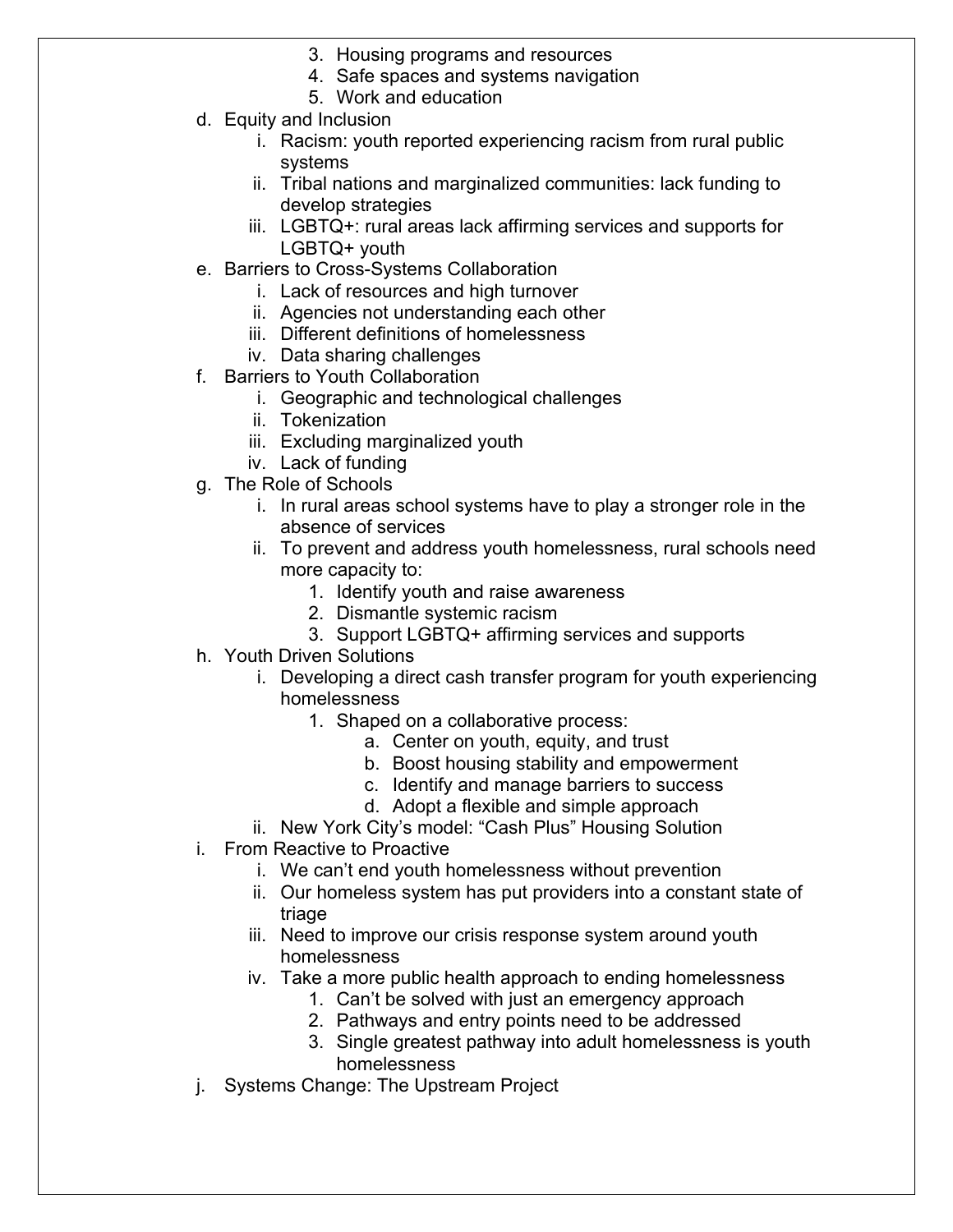3. Housing programs and resources
      4. Safe spaces and systems navigation
      5. Work and education

d. Equity and Inclusion
   i. Racism: youth reported experiencing racism from rural public systems
   ii. Tribal nations and marginalized communities: lack funding to develop strategies
   iii. LGBTQ+: rural areas lack affirming services and supports for LGBTQ+ youth

e. Barriers to Cross-Systems Collaboration
   i. Lack of resources and high turnover
   ii. Agencies not understanding each other
   iii. Different definitions of homelessness
   iv. Data sharing challenges

f. Barriers to Youth Collaboration
   i. Geographic and technological challenges
   ii. Tokenization
   iii. Excluding marginalized youth
   iv. Lack of funding

g. The Role of Schools
   i. In rural areas school systems have to play a stronger role in the absence of services
   ii. To prevent and address youth homelessness, rural schools need more capacity to:
      1. Identify youth and raise awareness
      2. Dismantle systemic racism
      3. Support LGBTQ+ affirming services and supports

h. Youth Driven Solutions
   i. Developing a direct cash transfer program for youth experiencing homelessness
      1. Shaped on a collaborative process:
         a. Center on youth, equity, and trust
         b. Boost housing stability and empowerment
         c. Identify and manage barriers to success
         d. Adopt a flexible and simple approach
   ii. New York City's model: "Cash Plus" Housing Solution

i. From Reactive to Proactive
   i. We can't end youth homelessness without prevention
   ii. Our homeless system has put providers into a constant state of triage
   iii. Need to improve our crisis response system around youth homelessness
   iv. Take a more public health approach to ending homelessness
      1. Can't be solved with just an emergency approach
      2. Pathways and entry points need to be addressed
      3. Single greatest pathway into adult homelessness is youth homelessness

j. Systems Change: The Upstream Project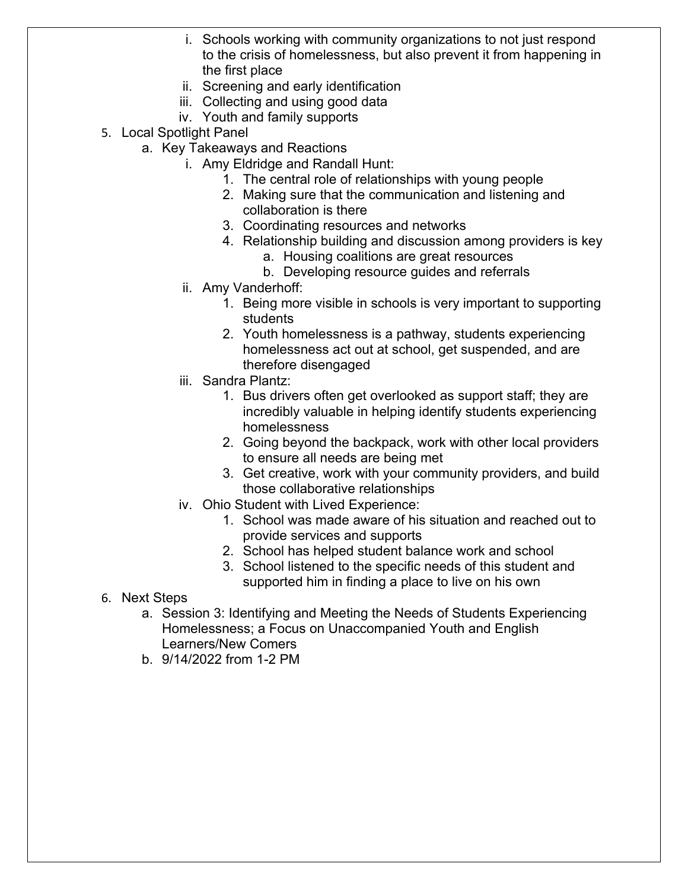i. Schools working with community organizations to not just respond to the crisis of homelessness, but also prevent it from happening in the first place

ii. Screening and early identification

iii. Collecting and using good data

iv. Youth and family supports

5. Local Spotlight Panel
    a. Key Takeaways and Reactions
        i. Amy Eldridge and Randall Hunt:
            1. The central role of relationships with young people
            2. Making sure that the communication and listening and collaboration is there
            3. Coordinating resources and networks
            4. Relationship building and discussion among providers is key
                a. Housing coalitions are great resources
                b. Developing resource guides and referrals
        ii. Amy Vanderhoff:
            1. Being more visible in schools is very important to supporting students
            2. Youth homelessness is a pathway, students experiencing homelessness act out at school, get suspended, and are therefore disengaged
        iii. Sandra Plantz:
            1. Bus drivers often get overlooked as support staff; they are incredibly valuable in helping identify students experiencing homelessness
            2. Going beyond the backpack, work with other local providers to ensure all needs are being met
            3. Get creative, work with your community providers, and build those collaborative relationships
        iv. Ohio Student with Lived Experience:
            1. School was made aware of his situation and reached out to provide services and supports
            2. School has helped student balance work and school
            3. School listened to the specific needs of this student and supported him in finding a place to live on his own
6. Next Steps
    a. Session 3: Identifying and Meeting the Needs of Students Experiencing Homelessness; a Focus on Unaccompanied Youth and English Learners/New Comers
    b. 9/14/2022 from 1-2 PM